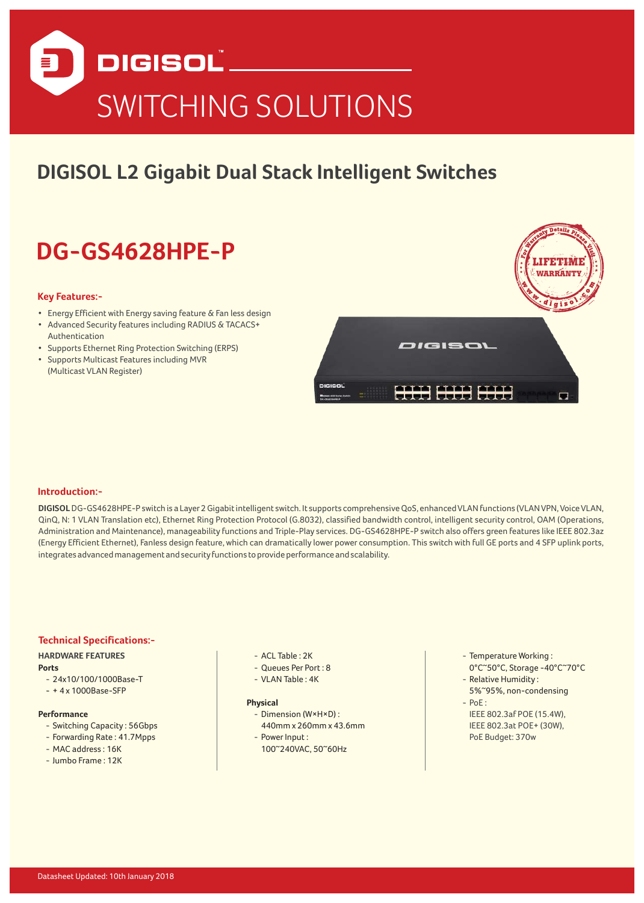# DIGISOL™

SWITCHING SOLUTIONS

## DIGISOL L2 Gigabit Dual Stack Intelligent Switches

# DG-GS4628HPE-P

### Key Features:-

- Energy Efficient with Energy saving feature & Fan less design
- Advanced Security features including RADIUS & TACACS+ Authentication
- Supports Ethernet Ring Protection Switching (ERPS)
- Supports Multicast Features including MVR (Multicast VLAN Register)

### Introduction:-

**DIGISOL** DG-GS4628HPE-P switch is a Layer 2 Gigabit intelligent switch. It supports comprehensive QoS, enhanced VLAN functions (VLAN VPN, Voice VLAN, QinQ, N: 1 VLAN Translation etc), Ethernet Ring Protection Protocol (G.8032), classified bandwidth control, intelligent security control, OAM (Operations, Administration and Maintenance), manageability functions and Triple-Play services. DG-GS4628HPE-P switch also offers green features like IEEE 802.3az (Energy Efficient Ethernet), Fanless design feature, which can dramatically lower power consumption. This switch with full GE ports and 4 SFP uplink ports, integrates advanced management and security functions to provide performance and scalability.

### Technical Specifications:-

**HARDWARE FEATURES**

**Ports**

- 24x10/100/1000Base-T
- + 4 x 1000Base-SFP

**Performance**

- Switching Capacity : 56Gbps
- Forwarding Rate : 41.7Mpps
- MAC address : 16K
- Jumbo Frame : 12K
- ACL Table : 2K
- Queues Per Port : 8
- VLAN Table : 4K

**Physical**

- Dimension (W×H×D) : 440mm x 260mm x 43.6mm
- Power Input : 100~240VAC, 50~60Hz
- Temperature Working : 0°C~50°C, Storage -40°C~70°C
- Relative Humidity : 5%~95%, non-condensing
- PoE : IEEE 802.3af POE (15.4W), IEEE 802.3at POE+ (30W), PoE Budget: 370w

Datasheet Updated: 10th January 2018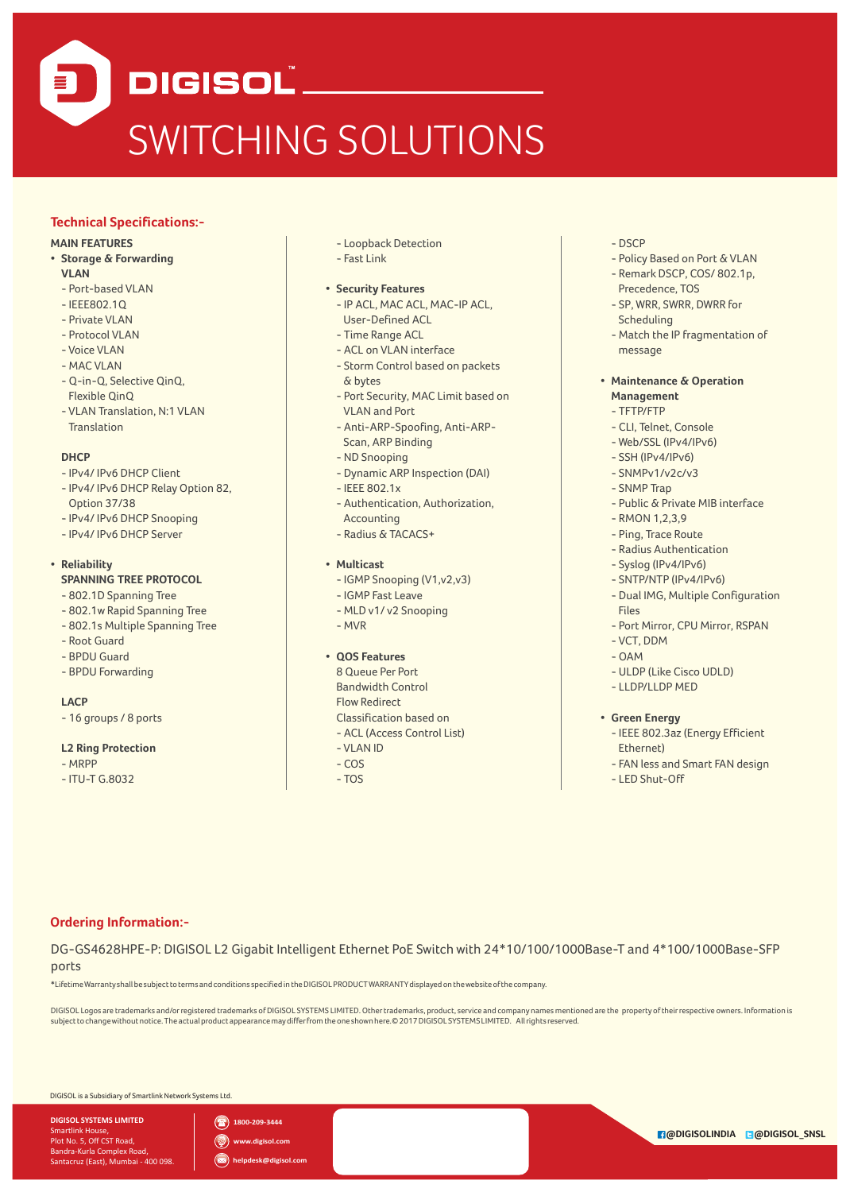# DIGISOL™

# SWITCHING SOLUTIONS

## Technical Specifications:-

**MAIN FEATURES**

- **Storage & Forwarding**

**VLAN**
- Port-based VLAN
- IEEE802.1Q
- Private VLAN
- Protocol VLAN
- Voice VLAN
- MAC VLAN
- Q-in-Q, Selective QinQ, Flexible QinQ
- VLAN Translation, N:1 VLAN Translation

**DHCP**
- IPv4/ IPv6 DHCP Client
- IPv4/ IPv6 DHCP Relay Option 82, Option 37/38
- IPv4/ IPv6 DHCP Snooping
- IPv4/ IPv6 DHCP Server

- **Reliability**

**SPANNING TREE PROTOCOL**
- 802.1D Spanning Tree
- 802.1w Rapid Spanning Tree
- 802.1s Multiple Spanning Tree
- Root Guard
- BPDU Guard
- BPDU Forwarding

**LACP**
- 16 groups / 8 ports

**L2 Ring Protection**
- MRPP
- ITU-T G.8032
- Loopback Detection
- Fast Link

- **Security Features**
  - IP ACL, MAC ACL, MAC-IP ACL, User-Defined ACL
  - Time Range ACL
  - ACL on VLAN interface
  - Storm Control based on packets & bytes
  - Port Security, MAC Limit based on VLAN and Port
  - Anti-ARP-Spoofing, Anti-ARP-Scan, ARP Binding
  - ND Snooping
  - Dynamic ARP Inspection (DAI)
  - IEEE 802.1x
  - Authentication, Authorization, Accounting
  - Radius & TACACS+

- **Multicast**
  - IGMP Snooping (V1,v2,v3)
  - IGMP Fast Leave
  - MLD v1/ v2 Snooping
  - MVR

- **QOS Features**

  8 Queue Per Port

  Bandwidth Control

  Flow Redirect

  Classification based on
  - ACL (Access Control List)
  - VLAN ID
  - COS
  - TOS
  - DSCP
  - Policy Based on Port & VLAN
  - Remark DSCP, COS/ 802.1p, Precedence, TOS
  - SP, WRR, SWRR, DWRR for Scheduling
  - Match the IP fragmentation of message

- **Maintenance & Operation Management**
  - TFTP/FTP
  - CLI, Telnet, Console
  - Web/SSL (IPv4/IPv6)
  - SSH (IPv4/IPv6)
  - SNMPv1/v2c/v3
  - SNMP Trap
  - Public & Private MIB interface
  - RMON 1,2,3,9
  - Ping, Trace Route
  - Radius Authentication
  - Syslog (IPv4/IPv6)
  - SNTP/NTP (IPv4/IPv6)
  - Dual IMG, Multiple Configuration Files
  - Port Mirror, CPU Mirror, RSPAN
  - VCT, DDM
  - OAM
  - ULDP (Like Cisco UDLD)
  - LLDP/LLDP MED

- **Green Energy**
  - IEEE 802.3az (Energy Efficient Ethernet)
  - FAN less and Smart FAN design
  - LED Shut-Off

## Ordering Information:-

DG-GS4628HPE-P: DIGISOL L2 Gigabit Intelligent Ethernet PoE Switch with 24*10/100/1000Base-T and 4*100/1000Base-SFP ports

*Lifetime Warranty shall be subject to terms and conditions specified in the DIGISOL PRODUCT WARRANTY displayed on the website of the company.

DIGISOL Logos are trademarks and/or registered trademarks of DIGISOL SYSTEMS LIMITED. Other trademarks, product, service and company names mentioned are the property of their respective owners. Information is subject to change without notice. The actual product appearance may differ from the one shown here. © 2017 DIGISOL SYSTEMS LIMITED. All rights reserved.

DIGISOL is a Subsidiary of Smartlink Network Systems Ltd.

**DIGISOL SYSTEMS LIMITED**
Smartlink House,
Plot No. 5, Off CST Road,
Bandra-Kurla Complex Road,
Santacruz (East), Mumbai - 400 098.

1800-209-3444
www.digisol.com
helpdesk@digisol.com

@DIGISOLINDIA @DIGISOL_SNSL